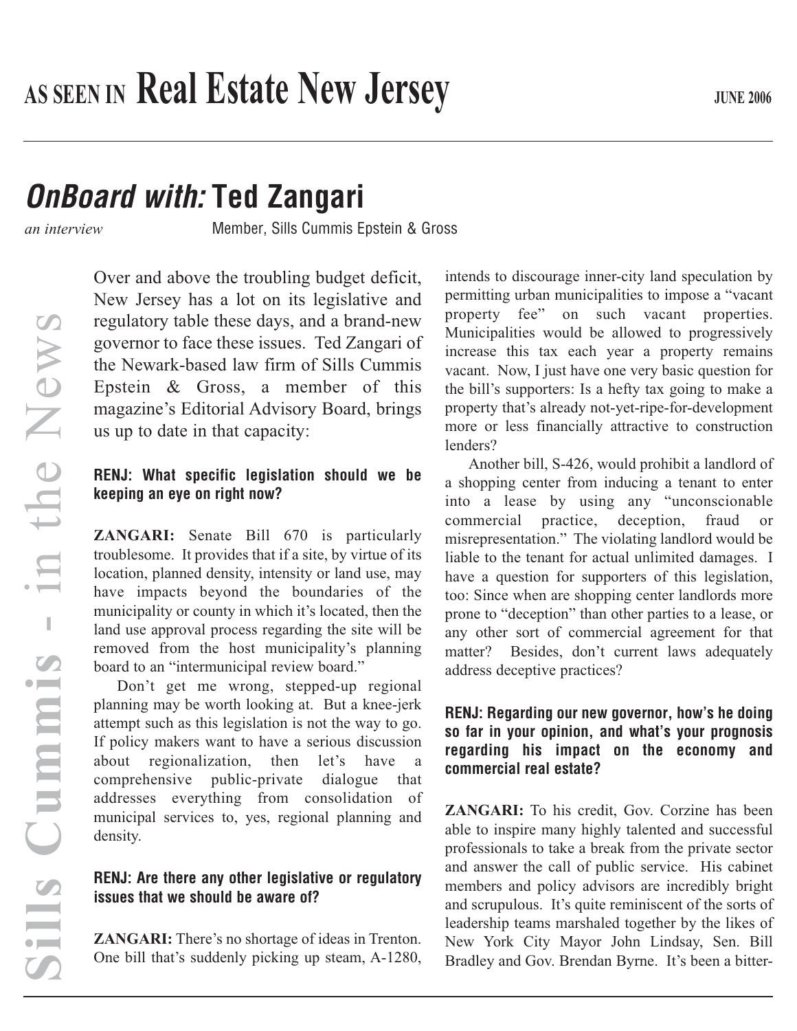# AS SEEN IN Real Estate New Jersey

**JUNE 2006**

## *OnBoard with:* Ted Zangari

*an interview* Member, Sills Cummis Epstein & Gross

Over and above the troubling budget deficit, New Jersey has a lot on its legislative and regulatory table these days, and a brand-new governor to face these issues. Ted Zangari of the Newark-based law firm of Sills Cummis Epstein & Gross, a member of this magazine's Editorial Advisory Board, brings us up to date in that capacity:

**RENJ: What specific legislation should we be keeping an eye on right now?**

**ZANGARI:** Senate Bill 670 is particularly troublesome. It provides that if a site, by virtue of its location, planned density, intensity or land use, may have impacts beyond the boundaries of the municipality or county in which it's located, then the land use approval process regarding the site will be removed from the host municipality's planning board to an "intermunicipal review board."

Don't get me wrong, stepped-up regional planning may be worth looking at. But a knee-jerk attempt such as this legislation is not the way to go. If policy makers want to have a serious discussion about regionalization, then let's have a comprehensive public-private dialogue that addresses everything from consolidation of municipal services to, yes, regional planning and density.

**RENJ: Are there any other legislative or regulatory issues that we should be aware of?**

**ZANGARI:** There's no shortage of ideas in Trenton. One bill that's suddenly picking up steam, A-1280, intends to discourage inner-city land speculation by permitting urban municipalities to impose a "vacant property fee" on such vacant properties. Municipalities would be allowed to progressively increase this tax each year a property remains vacant. Now, I just have one very basic question for the bill's supporters: Is a hefty tax going to make a property that's already not-yet-ripe-for-development more or less financially attractive to construction lenders?

Another bill, S-426, would prohibit a landlord of a shopping center from inducing a tenant to enter into a lease by using any "unconscionable commercial practice, deception, fraud or misrepresentation." The violating landlord would be liable to the tenant for actual unlimited damages. I have a question for supporters of this legislation, too: Since when are shopping center landlords more prone to "deception" than other parties to a lease, or any other sort of commercial agreement for that matter? Besides, don't current laws adequately address deceptive practices?

**RENJ: Regarding our new governor, how's he doing so far in your opinion, and what's your prognosis regarding his impact on the economy and commercial real estate?**

**ZANGARI:** To his credit, Gov. Corzine has been able to inspire many highly talented and successful professionals to take a break from the private sector and answer the call of public service. His cabinet members and policy advisors are incredibly bright and scrupulous. It's quite reminiscent of the sorts of leadership teams marshaled together by the likes of New York City Mayor John Lindsay, Sen. Bill Bradley and Gov. Brendan Byrne. It's been a bitter-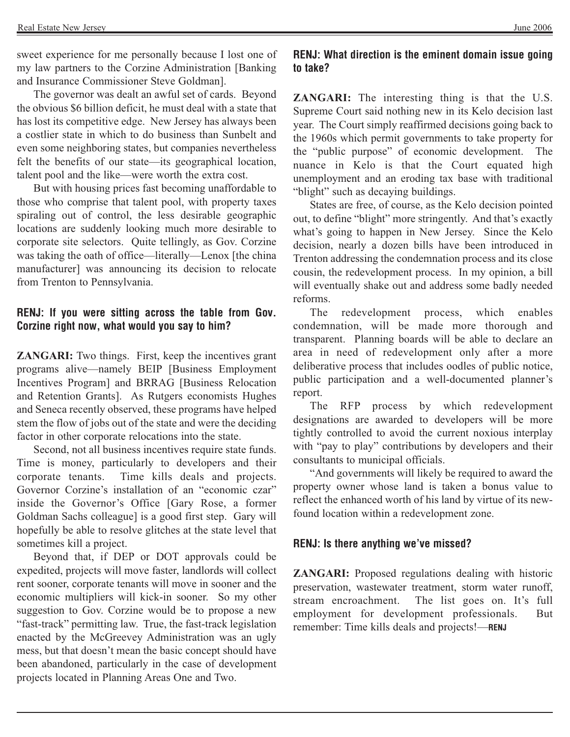sweet experience for me personally because I lost one of my law partners to the Corzine Administration [Banking and Insurance Commissioner Steve Goldman].

The governor was dealt an awful set of cards. Beyond the obvious $6 billion deficit, he must deal with a state that has lost its competitive edge. New Jersey has always been a costlier state in which to do business than Sunbelt and even some neighboring states, but companies nevertheless felt the benefits of our state—its geographical location, talent pool and the like—were worth the extra cost.

But with housing prices fast becoming unaffordable to those who comprise that talent pool, with property taxes spiraling out of control, the less desirable geographic locations are suddenly looking much more desirable to corporate site selectors. Quite tellingly, as Gov. Corzine was taking the oath of office—literally—Lenox [the china manufacturer] was announcing its decision to relocate from Trenton to Pennsylvania.

**RENJ: If you were sitting across the table from Gov. Corzine right now, what would you say to him?**

**ZANGARI:** Two things. First, keep the incentives grant programs alive—namely BEIP [Business Employment Incentives Program] and BRRAG [Business Relocation and Retention Grants]. As Rutgers economists Hughes and Seneca recently observed, these programs have helped stem the flow of jobs out of the state and were the deciding factor in other corporate relocations into the state.

Second, not all business incentives require state funds. Time is money, particularly to developers and their corporate tenants. Time kills deals and projects. Governor Corzine's installation of an "economic czar" inside the Governor's Office [Gary Rose, a former Goldman Sachs colleague] is a good first step. Gary will hopefully be able to resolve glitches at the state level that sometimes kill a project.

Beyond that, if DEP or DOT approvals could be expedited, projects will move faster, landlords will collect rent sooner, corporate tenants will move in sooner and the economic multipliers will kick-in sooner. So my other suggestion to Gov. Corzine would be to propose a new "fast-track" permitting law. True, the fast-track legislation enacted by the McGreevey Administration was an ugly mess, but that doesn't mean the basic concept should have been abandoned, particularly in the case of development projects located in Planning Areas One and Two.

**RENJ: What direction is the eminent domain issue going to take?**

**ZANGARI:** The interesting thing is that the U.S. Supreme Court said nothing new in its Kelo decision last year. The Court simply reaffirmed decisions going back to the 1960s which permit governments to take property for the "public purpose" of economic development. The nuance in Kelo is that the Court equated high unemployment and an eroding tax base with traditional "blight" such as decaying buildings.

States are free, of course, as the Kelo decision pointed out, to define "blight" more stringently. And that's exactly what's going to happen in New Jersey. Since the Kelo decision, nearly a dozen bills have been introduced in Trenton addressing the condemnation process and its close cousin, the redevelopment process. In my opinion, a bill will eventually shake out and address some badly needed reforms.

The redevelopment process, which enables condemnation, will be made more thorough and transparent. Planning boards will be able to declare an area in need of redevelopment only after a more deliberative process that includes oodles of public notice, public participation and a well-documented planner's report.

The RFP process by which redevelopment designations are awarded to developers will be more tightly controlled to avoid the current noxious interplay with "pay to play" contributions by developers and their consultants to municipal officials.

"And governments will likely be required to award the property owner whose land is taken a bonus value to reflect the enhanced worth of his land by virtue of its new-found location within a redevelopment zone.

**RENJ: Is there anything we've missed?**

**ZANGARI:** Proposed regulations dealing with historic preservation, wastewater treatment, storm water runoff, stream encroachment. The list goes on. It's full employment for development professionals. But remember: Time kills deals and projects!—**RENJ**